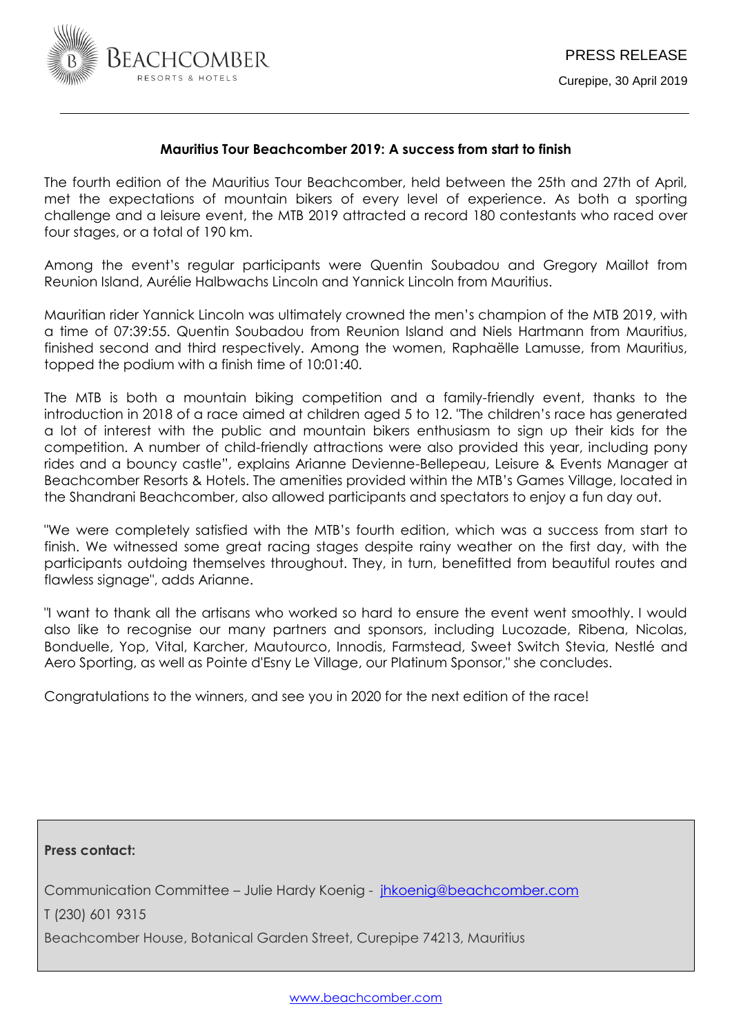BEACHCOMBER RESORTS & HOTELS

PRESS RELEASE

Curepipe, 30 April 2019

**Mauritius Tour Beachcomber 2019: A success from start to finish**

The fourth edition of the Mauritius Tour Beachcomber, held between the 25th and 27th of April, met the expectations of mountain bikers of every level of experience. As both a sporting challenge and a leisure event, the MTB 2019 attracted a record 180 contestants who raced over four stages, or a total of 190 km.

Among the event's regular participants were Quentin Soubadou and Gregory Maillot from Reunion Island, Aurélie Halbwachs Lincoln and Yannick Lincoln from Mauritius.

Mauritian rider Yannick Lincoln was ultimately crowned the men's champion of the MTB 2019, with a time of 07:39:55. Quentin Soubadou from Reunion Island and Niels Hartmann from Mauritius, finished second and third respectively. Among the women, Raphaëlle Lamusse, from Mauritius, topped the podium with a finish time of 10:01:40.

The MTB is both a mountain biking competition and a family-friendly event, thanks to the introduction in 2018 of a race aimed at children aged 5 to 12. "The children's race has generated a lot of interest with the public and mountain bikers enthusiasm to sign up their kids for the competition. A number of child-friendly attractions were also provided this year, including pony rides and a bouncy castle", explains Arianne Devienne-Bellepeau, Leisure & Events Manager at Beachcomber Resorts & Hotels. The amenities provided within the MTB's Games Village, located in the Shandrani Beachcomber, also allowed participants and spectators to enjoy a fun day out.

"We were completely satisfied with the MTB's fourth edition, which was a success from start to finish. We witnessed some great racing stages despite rainy weather on the first day, with the participants outdoing themselves throughout. They, in turn, benefitted from beautiful routes and flawless signage", adds Arianne.

"I want to thank all the artisans who worked so hard to ensure the event went smoothly. I would also like to recognise our many partners and sponsors, including Lucozade, Ribena, Nicolas, Bonduelle, Yop, Vital, Karcher, Mautourco, Innodis, Farmstead, Sweet Switch Stevia, Nestlé and Aero Sporting, as well as Pointe d'Esny Le Village, our Platinum Sponsor," she concludes.

Congratulations to the winners, and see you in 2020 for the next edition of the race!

**Press contact:**

Communication Committee – Julie Hardy Koenig - jhkoenig@beachcomber.com

T (230) 601 9315

Beachcomber House, Botanical Garden Street, Curepipe 74213, Mauritius

www.beachcomber.com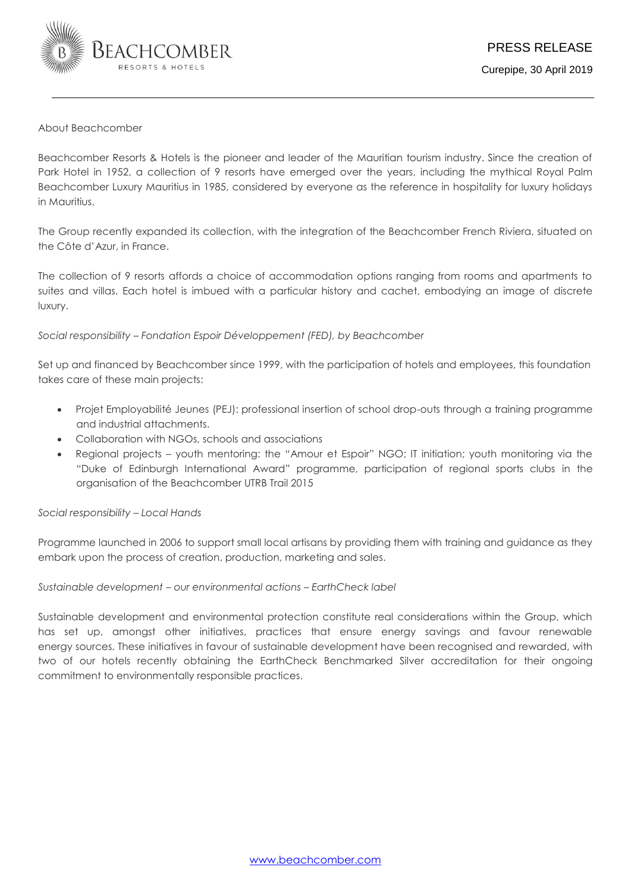About Beachcomber

Beachcomber Resorts & Hotels is the pioneer and leader of the Mauritian tourism industry. Since the creation of Park Hotel in 1952, a collection of 9 resorts have emerged over the years, including the mythical Royal Palm Beachcomber Luxury Mauritius in 1985, considered by everyone as the reference in hospitality for luxury holidays in Mauritius.

The Group recently expanded its collection, with the integration of the Beachcomber French Riviera, situated on the Côte d'Azur, in France.

The collection of 9 resorts affords a choice of accommodation options ranging from rooms and apartments to suites and villas. Each hotel is imbued with a particular history and cachet, embodying an image of discrete luxury.

*Social responsibility – Fondation Espoir Développement (FED), by Beachcomber*

Set up and financed by Beachcomber since 1999, with the participation of hotels and employees, this foundation takes care of these main projects:

- Projet Employabilité Jeunes (PEJ): professional insertion of school drop-outs through a training programme and industrial attachments.
- Collaboration with NGOs, schools and associations
- Regional projects – youth mentoring: the "Amour et Espoir" NGO; IT initiation; youth monitoring via the "Duke of Edinburgh International Award" programme, participation of regional sports clubs in the organisation of the Beachcomber UTRB Trail 2015

*Social responsibility – Local Hands*

Programme launched in 2006 to support small local artisans by providing them with training and guidance as they embark upon the process of creation, production, marketing and sales.

*Sustainable development – our environmental actions – EarthCheck label*

Sustainable development and environmental protection constitute real considerations within the Group, which has set up, amongst other initiatives, practices that ensure energy savings and favour renewable energy sources. These initiatives in favour of sustainable development have been recognised and rewarded, with two of our hotels recently obtaining the EarthCheck Benchmarked Silver accreditation for their ongoing commitment to environmentally responsible practices.